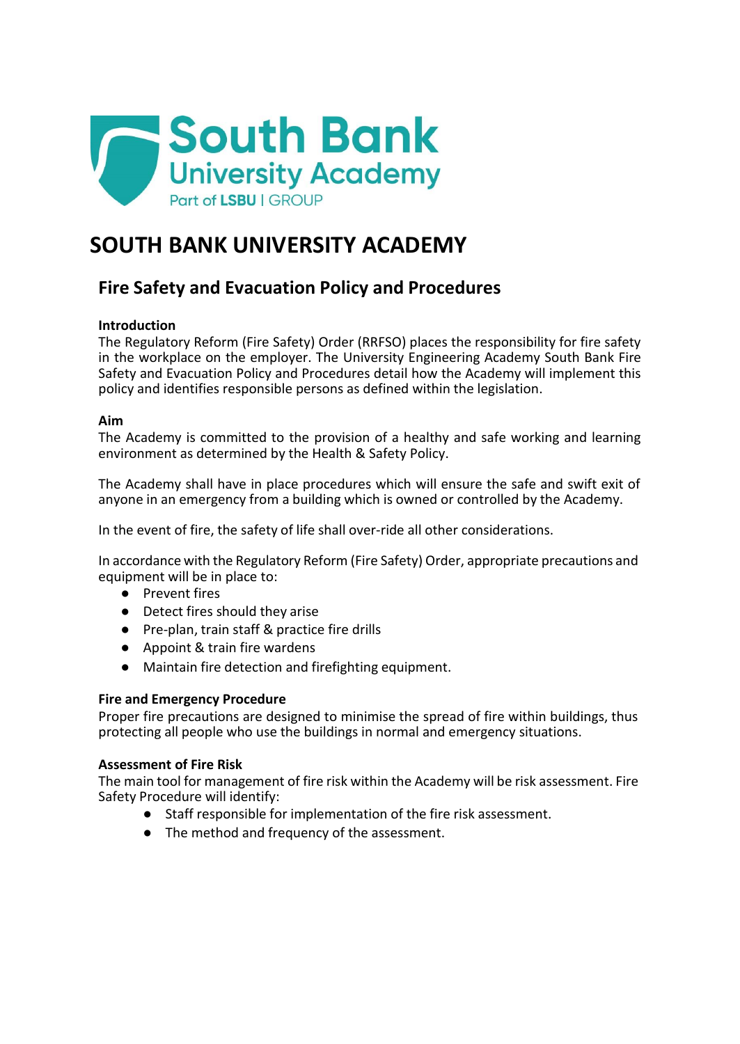South Bank
University Academy
Part of LSBU | GROUP

# SOUTH BANK UNIVERSITY ACADEMY

## Fire Safety and Evacuation Policy and Procedures

### Introduction

The Regulatory Reform (Fire Safety) Order (RRFSO) places the responsibility for fire safety in the workplace on the employer. The University Engineering Academy South Bank Fire Safety and Evacuation Policy and Procedures detail how the Academy will implement this policy and identifies responsible persons as defined within the legislation.

### Aim

The Academy is committed to the provision of a healthy and safe working and learning environment as determined by the Health & Safety Policy.

The Academy shall have in place procedures which will ensure the safe and swift exit of anyone in an emergency from a building which is owned or controlled by the Academy.

In the event of fire, the safety of life shall over-ride all other considerations.

In accordance with the Regulatory Reform (Fire Safety) Order, appropriate precautions and equipment will be in place to:

- Prevent fires
- Detect fires should they arise
- Pre-plan, train staff & practice fire drills
- Appoint & train fire wardens
- Maintain fire detection and firefighting equipment.

### Fire and Emergency Procedure

Proper fire precautions are designed to minimise the spread of fire within buildings, thus protecting all people who use the buildings in normal and emergency situations.

### Assessment of Fire Risk

The main tool for management of fire risk within the Academy will be risk assessment. Fire Safety Procedure will identify:

- Staff responsible for implementation of the fire risk assessment.
- The method and frequency of the assessment.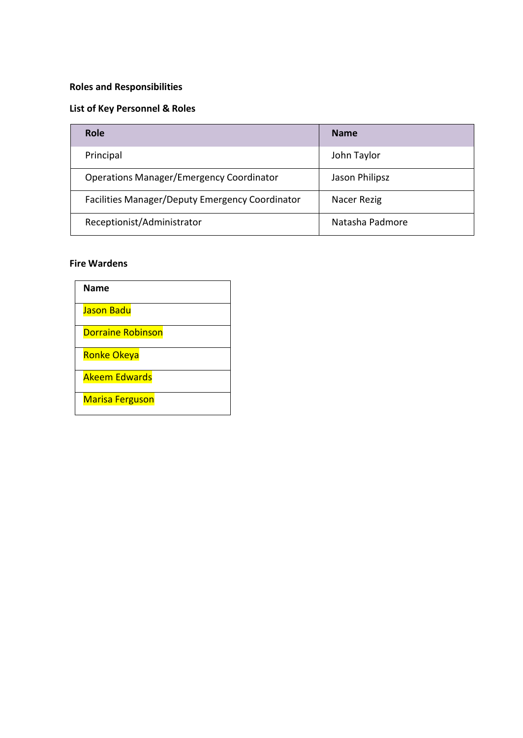**Roles and Responsibilities**

**List of Key Personnel & Roles**

| Role | Name |
|---|---|
| Principal | John Taylor |
| Operations Manager/Emergency Coordinator | Jason Philipsz |
| Facilities Manager/Deputy Emergency Coordinator | Nacer Rezig |
| Receptionist/Administrator | Natasha Padmore |

**Fire Wardens**

| Name |
|---|
| Jason Badu |
| Dorraine Robinson |
| Ronke Okeya |
| Akeem Edwards |
| Marisa Ferguson |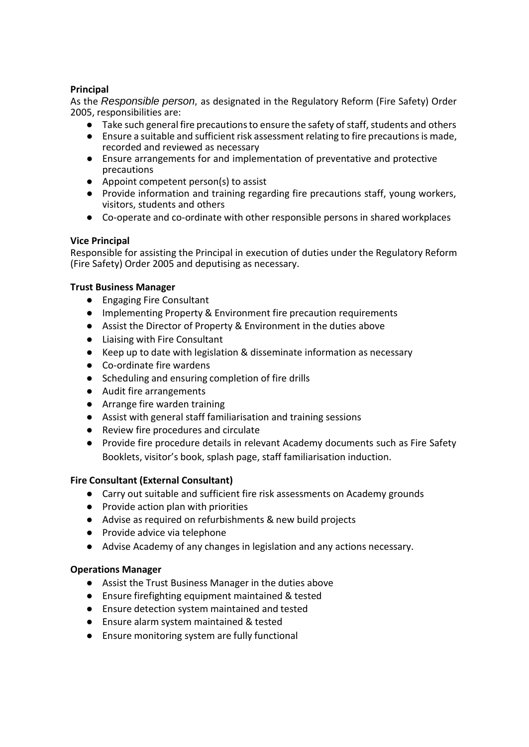**Principal**

As the *Responsible person*, as designated in the Regulatory Reform (Fire Safety) Order 2005, responsibilities are:

- Take such general fire precautions to ensure the safety of staff, students and others
- Ensure a suitable and sufficient risk assessment relating to fire precautions is made, recorded and reviewed as necessary
- Ensure arrangements for and implementation of preventative and protective precautions
- Appoint competent person(s) to assist
- Provide information and training regarding fire precautions staff, young workers, visitors, students and others
- Co-operate and co-ordinate with other responsible persons in shared workplaces

**Vice Principal**

Responsible for assisting the Principal in execution of duties under the Regulatory Reform (Fire Safety) Order 2005 and deputising as necessary.

**Trust Business Manager**

- Engaging Fire Consultant
- Implementing Property & Environment fire precaution requirements
- Assist the Director of Property & Environment in the duties above
- Liaising with Fire Consultant
- Keep up to date with legislation & disseminate information as necessary
- Co-ordinate fire wardens
- Scheduling and ensuring completion of fire drills
- Audit fire arrangements
- Arrange fire warden training
- Assist with general staff familiarisation and training sessions
- Review fire procedures and circulate
- Provide fire procedure details in relevant Academy documents such as Fire Safety Booklets, visitor's book, splash page, staff familiarisation induction.

**Fire Consultant (External Consultant)**

- Carry out suitable and sufficient fire risk assessments on Academy grounds
- Provide action plan with priorities
- Advise as required on refurbishments & new build projects
- Provide advice via telephone
- Advise Academy of any changes in legislation and any actions necessary.

**Operations Manager**

- Assist the Trust Business Manager in the duties above
- Ensure firefighting equipment maintained & tested
- Ensure detection system maintained and tested
- Ensure alarm system maintained & tested
- Ensure monitoring system are fully functional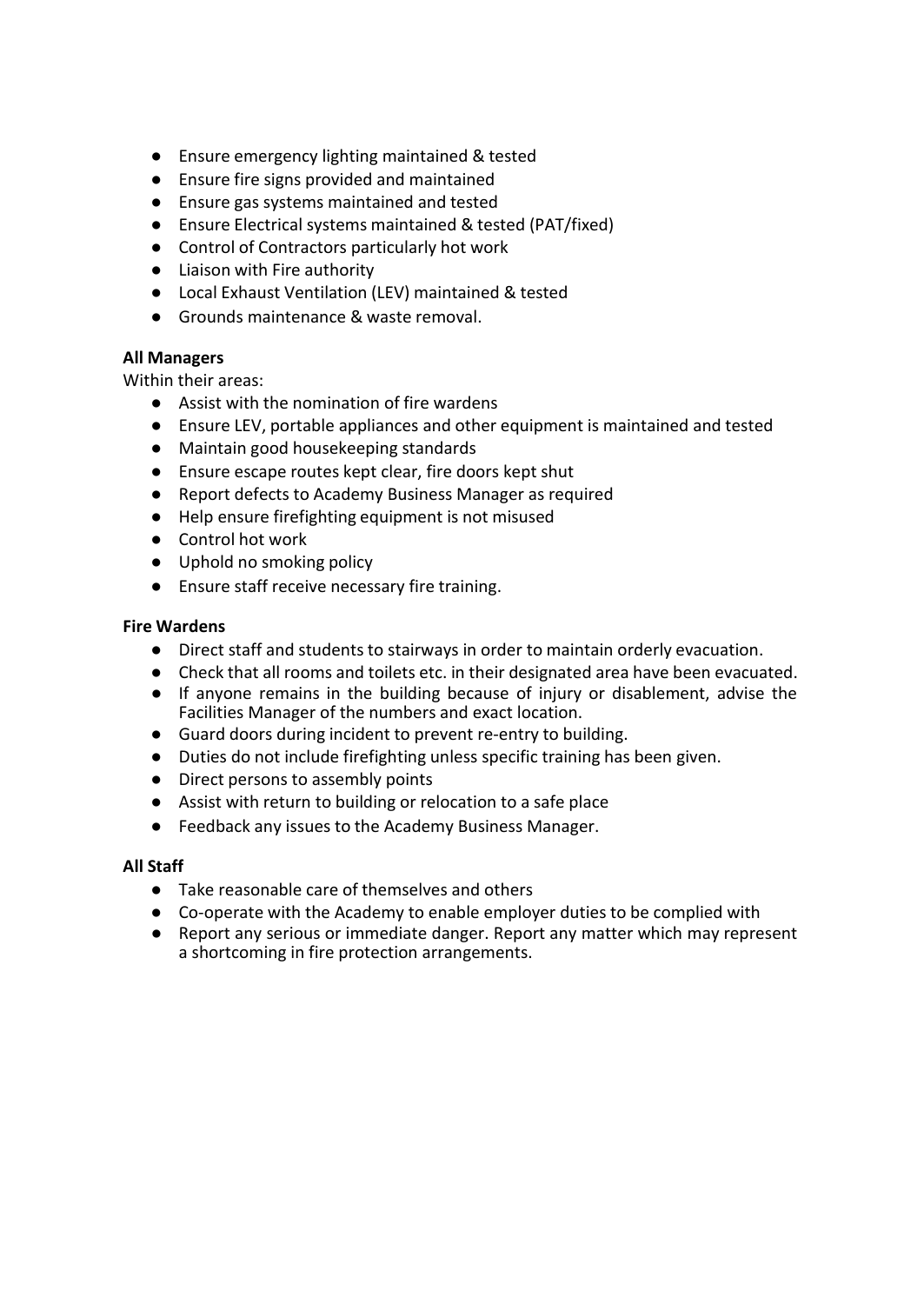- Ensure emergency lighting maintained & tested
- Ensure fire signs provided and maintained
- Ensure gas systems maintained and tested
- Ensure Electrical systems maintained & tested (PAT/fixed)
- Control of Contractors particularly hot work
- Liaison with Fire authority
- Local Exhaust Ventilation (LEV) maintained & tested
- Grounds maintenance & waste removal.

**All Managers**

Within their areas:

- Assist with the nomination of fire wardens
- Ensure LEV, portable appliances and other equipment is maintained and tested
- Maintain good housekeeping standards
- Ensure escape routes kept clear, fire doors kept shut
- Report defects to Academy Business Manager as required
- Help ensure firefighting equipment is not misused
- Control hot work
- Uphold no smoking policy
- Ensure staff receive necessary fire training.

**Fire Wardens**

- Direct staff and students to stairways in order to maintain orderly evacuation.
- Check that all rooms and toilets etc. in their designated area have been evacuated.
- If anyone remains in the building because of injury or disablement, advise the Facilities Manager of the numbers and exact location.
- Guard doors during incident to prevent re-entry to building.
- Duties do not include firefighting unless specific training has been given.
- Direct persons to assembly points
- Assist with return to building or relocation to a safe place
- Feedback any issues to the Academy Business Manager.

**All Staff**

- Take reasonable care of themselves and others
- Co-operate with the Academy to enable employer duties to be complied with
- Report any serious or immediate danger. Report any matter which may represent a shortcoming in fire protection arrangements.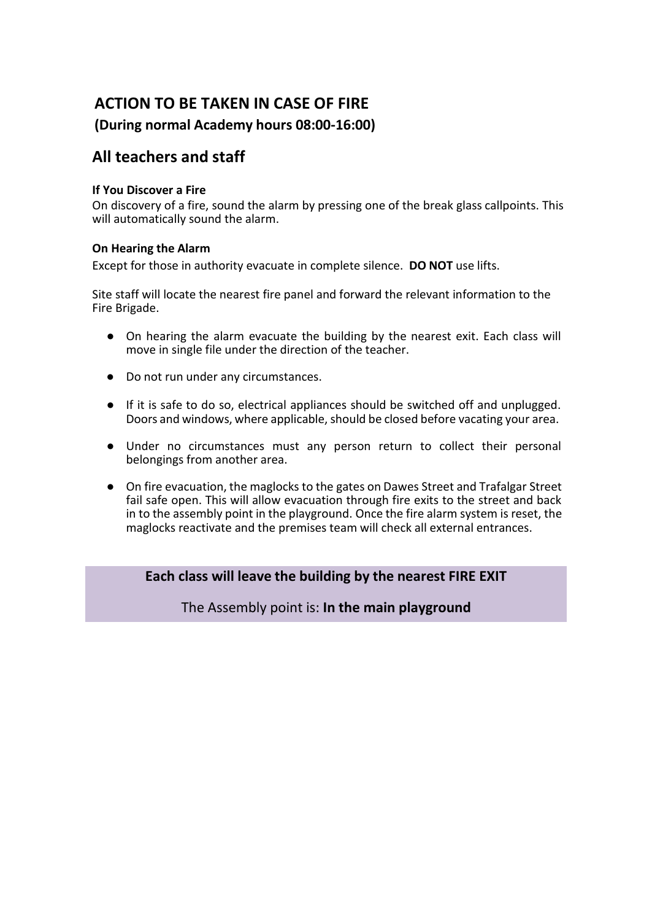# ACTION TO BE TAKEN IN CASE OF FIRE

**(During normal Academy hours 08:00-16:00)**

## All teachers and staff

**If You Discover a Fire**

On discovery of a fire, sound the alarm by pressing one of the break glass callpoints. This will automatically sound the alarm.

**On Hearing the Alarm**

Except for those in authority evacuate in complete silence. **DO NOT** use lifts.

Site staff will locate the nearest fire panel and forward the relevant information to the Fire Brigade.

- On hearing the alarm evacuate the building by the nearest exit. Each class will move in single file under the direction of the teacher.
- Do not run under any circumstances.
- If it is safe to do so, electrical appliances should be switched off and unplugged. Doors and windows, where applicable, should be closed before vacating your area.
- Under no circumstances must any person return to collect their personal belongings from another area.
- On fire evacuation, the maglocks to the gates on Dawes Street and Trafalgar Street fail safe open. This will allow evacuation through fire exits to the street and back in to the assembly point in the playground. Once the fire alarm system is reset, the maglocks reactivate and the premises team will check all external entrances.

**Each class will leave the building by the nearest FIRE EXIT**

The Assembly point is: **In the main playground**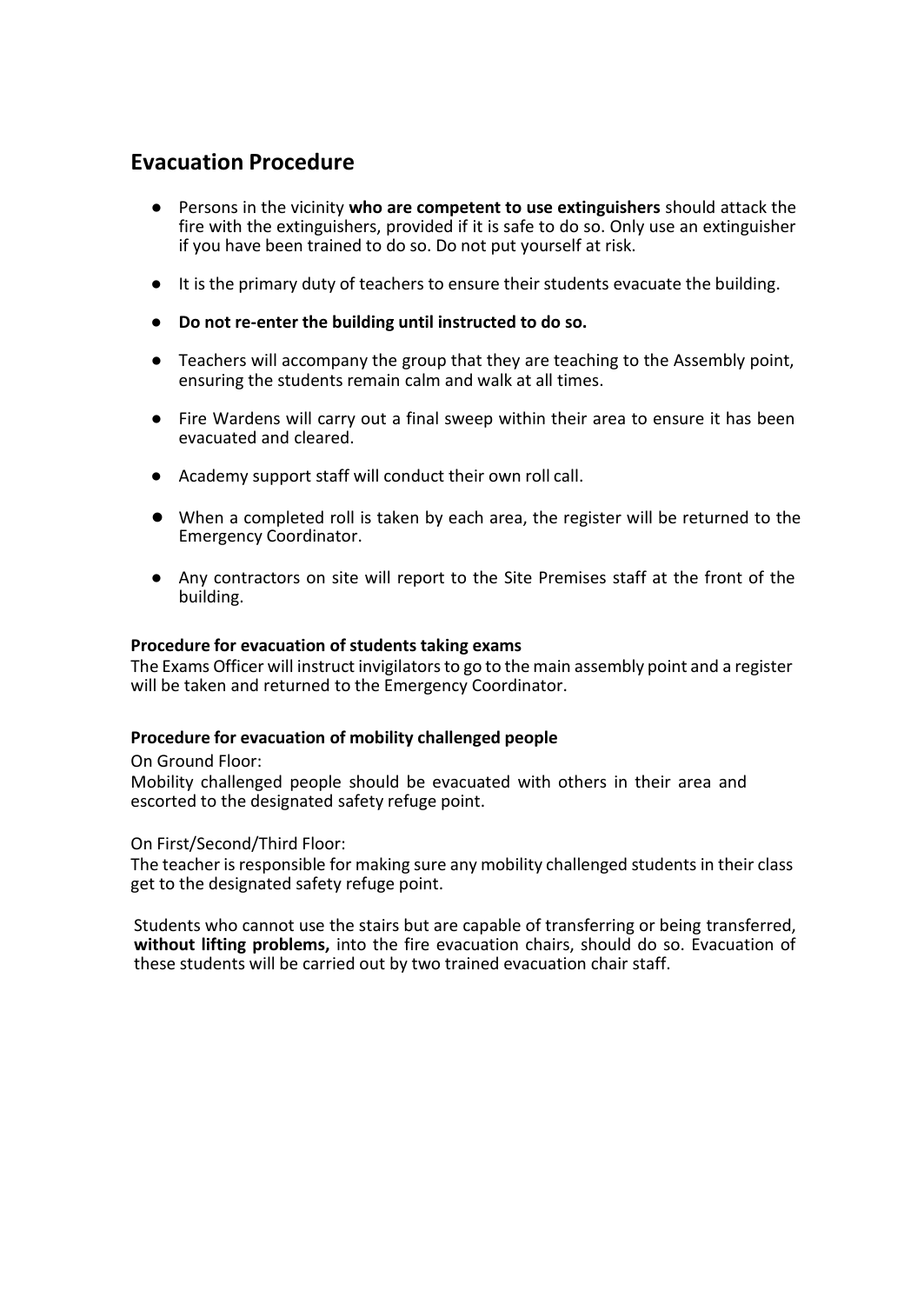## Evacuation Procedure

- Persons in the vicinity **who are competent to use extinguishers** should attack the fire with the extinguishers, provided if it is safe to do so. Only use an extinguisher if you have been trained to do so. Do not put yourself at risk.
- It is the primary duty of teachers to ensure their students evacuate the building.
- **Do not re-enter the building until instructed to do so.**
- Teachers will accompany the group that they are teaching to the Assembly point, ensuring the students remain calm and walk at all times.
- Fire Wardens will carry out a final sweep within their area to ensure it has been evacuated and cleared.
- Academy support staff will conduct their own roll call.
- When a completed roll is taken by each area, the register will be returned to the Emergency Coordinator.
- Any contractors on site will report to the Site Premises staff at the front of the building.

**Procedure for evacuation of students taking exams**

The Exams Officer will instruct invigilators to go to the main assembly point and a register will be taken and returned to the Emergency Coordinator.

**Procedure for evacuation of mobility challenged people**

On Ground Floor:

Mobility challenged people should be evacuated with others in their area and escorted to the designated safety refuge point.

On First/Second/Third Floor:

The teacher is responsible for making sure any mobility challenged students in their class get to the designated safety refuge point.

Students who cannot use the stairs but are capable of transferring or being transferred, **without lifting problems,** into the fire evacuation chairs, should do so. Evacuation of these students will be carried out by two trained evacuation chair staff.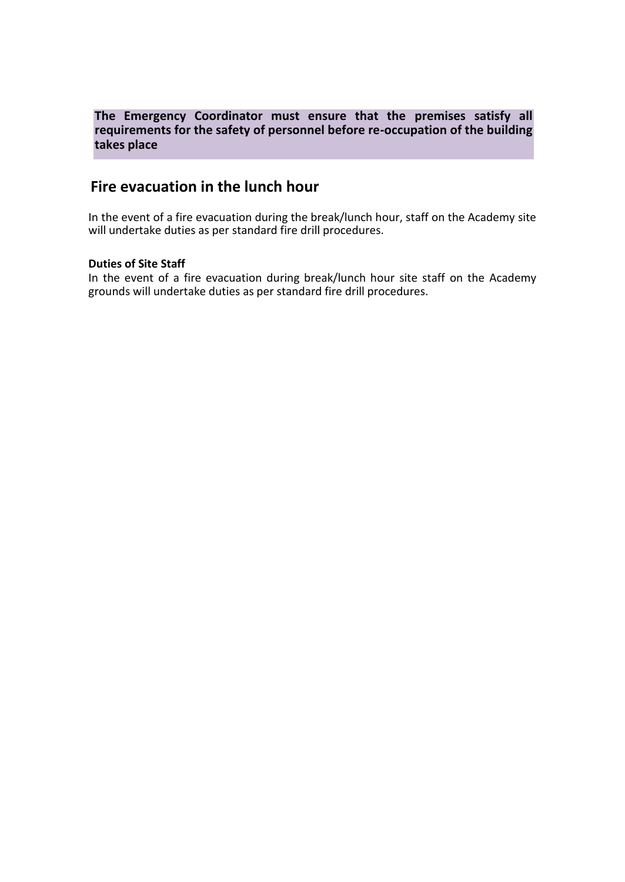**The Emergency Coordinator must ensure that the premises satisfy all requirements for the safety of personnel before re-occupation of the building takes place**

## Fire evacuation in the lunch hour

In the event of a fire evacuation during the break/lunch hour, staff on the Academy site will undertake duties as per standard fire drill procedures.

**Duties of Site Staff**

In the event of a fire evacuation during break/lunch hour site staff on the Academy grounds will undertake duties as per standard fire drill procedures.